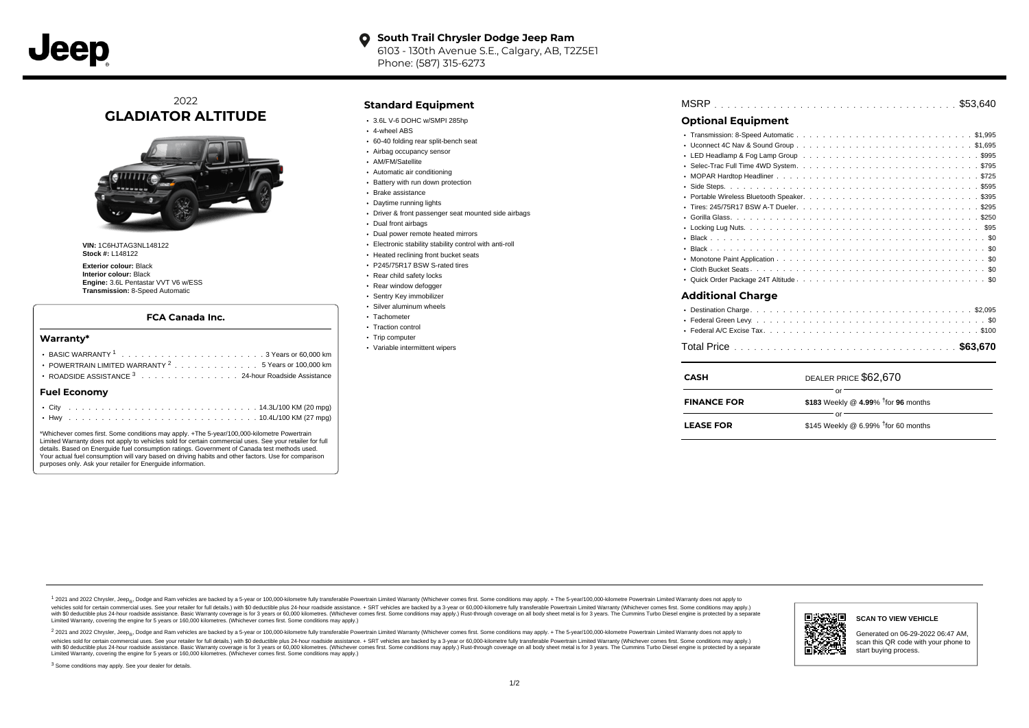**South Trail Chrysler Dodge Jeep Ram**
6103 - 130th Avenue S.E., Calgary, AB, T2Z5E1
Phone: (587) 315-6273

2022
# GLADIATOR ALTITUDE

**VIN:** 1C6HJTAG3NL148122
**Stock #:** L148122

**Exterior colour:** Black
**Interior colour:** Black
**Engine:** 3.6L Pentastar VVT V6 w/ESS
**Transmission:** 8-Speed Automatic

### FCA Canada Inc.

#### Warranty*

- BASIC WARRANTY [1] . . . . . . . . . . . . 3 Years or 60,000 km
- POWERTRAIN LIMITED WARRANTY [2] . . . . . . . . 5 Years or 100,000 km
- ROADSIDE ASSISTANCE [3] . . . . . . . . . 24-hour Roadside Assistance

#### Fuel Economy

- City . . . . . . . . . . . . 14.3L/100 KM (20 mpg)
- Hwy . . . . . . . . . . . . 10.4L/100 KM (27 mpg)

*Whichever comes first. Some conditions may apply. +The 5-year/100,000-kilometre Powertrain Limited Warranty does not apply to vehicles sold for certain commercial uses. See your retailer for full details. Based on Energuide fuel consumption ratings. Government of Canada test methods used. Your actual fuel consumption will vary based on driving habits and other factors. Use for comparison purposes only. Ask your retailer for Energuide information.

## Standard Equipment

- 3.6L V-6 DOHC w/SMPI 285hp
- 4-wheel ABS
- 60-40 folding rear split-bench seat
- Airbag occupancy sensor
- AM/FM/Satellite
- Automatic air conditioning
- Battery with run down protection
- Brake assistance
- Daytime running lights
- Driver & front passenger seat mounted side airbags
- Dual front airbags
- Dual power remote heated mirrors
- Electronic stability stability control with anti-roll
- Heated reclining front bucket seats
- P245/75R17 BSW S-rated tires
- Rear child safety locks
- Rear window defogger
- Sentry Key immobilizer
- Silver aluminum wheels
- Tachometer
- Traction control
- Trip computer
- Variable intermittent wipers

MSRP . . . . . . . . . . . . $53,640

## Optional Equipment

- Transmission: 8-Speed Automatic . . . . . . . . $1,995
- Uconnect 4C Nav & Sound Group . . . . . . . . $1,695
- LED Headlamp & Fog Lamp Group . . . . . . . . $995
- Selec-Trac Full Time 4WD System . . . . . . . . $795
- MOPAR Hardtop Headliner . . . . . . . . $725
- Side Steps . . . . . . . . $595
- Portable Wireless Bluetooth Speaker . . . . . . . . $395
- Tires: 245/75R17 BSW A-T Dueler . . . . . . . . $295
- Gorilla Glass . . . . . . . . $250
- Locking Lug Nuts . . . . . . . . $95
- Black . . . . . . . . $0
- Black . . . . . . . . $0
- Monotone Paint Application . . . . . . . . $0
- Cloth Bucket Seats . . . . . . . . $0
- Quick Order Package 24T Altitude . . . . . . . . $0

## Additional Charge

- Destination Charge . . . . . . . . $2,095
- Federal Green Levy . . . . . . . . $0
- Federal A/C Excise Tax . . . . . . . . $100

Total Price . . . . . . . . **$63,670**

| | |
|---|---|
| **CASH** | DEALER PRICE $62,670 |
| | or |
| **FINANCE FOR** | **$183** Weekly @ **4.99**% [†]for **96** months |
| | or |
| **LEASE FOR** | $145 Weekly @ 6.99% [†]for 60 months |

[1] 2021 and 2022 Chrysler, Jeep®, Dodge and Ram vehicles are backed by a 5-year or 100,000-kilometre fully transferable Powertrain Limited Warranty (Whichever comes first. Some conditions may apply. + The 5-year/100,000-kilometre Powertrain Limited Warranty does not apply to vehicles sold for certain commercial uses. See your retailer for full details.) with $0 deductible plus 24-hour roadside assistance. + SRT vehicles are backed by a 3-year or 60,000-kilometre fully transferable Powertrain Limited Warranty (Whichever comes first. Some conditions may apply.) with $0 deductible plus 24-hour roadside assistance. Basic Warranty coverage is for 3 years or 60,000 kilometres. (Whichever comes first. Some conditions may apply.) Rust-through coverage on all body sheet metal is for 3 years. The Cummins Turbo Diesel engine is protected by a separate Limited Warranty, covering the engine for 5 years or 160,000 kilometres. (Whichever comes first. Some conditions may apply.)

[2] 2021 and 2022 Chrysler, Jeep®, Dodge and Ram vehicles are backed by a 5-year or 100,000-kilometre fully transferable Powertrain Limited Warranty (Whichever comes first. Some conditions may apply. + The 5-year/100,000-kilometre Powertrain Limited Warranty does not apply to vehicles sold for certain commercial uses. See your retailer for full details.) with $0 deductible plus 24-hour roadside assistance. + SRT vehicles are backed by a 3-year or 60,000-kilometre fully transferable Powertrain Limited Warranty (Whichever comes first. Some conditions may apply.) with $0 deductible plus 24-hour roadside assistance. Basic Warranty coverage is for 3 years or 60,000 kilometres. (Whichever comes first. Some conditions may apply.) Rust-through coverage on all body sheet metal is for 3 years. The Cummins Turbo Diesel engine is protected by a separate Limited Warranty, covering the engine for 5 years or 160,000 kilometres. (Whichever comes first. Some conditions may apply.)

[3] Some conditions may apply. See your dealer for details.

**SCAN TO VIEW VEHICLE**

Generated on 06-29-2022 06:47 AM, scan this QR code with your phone to start buying process.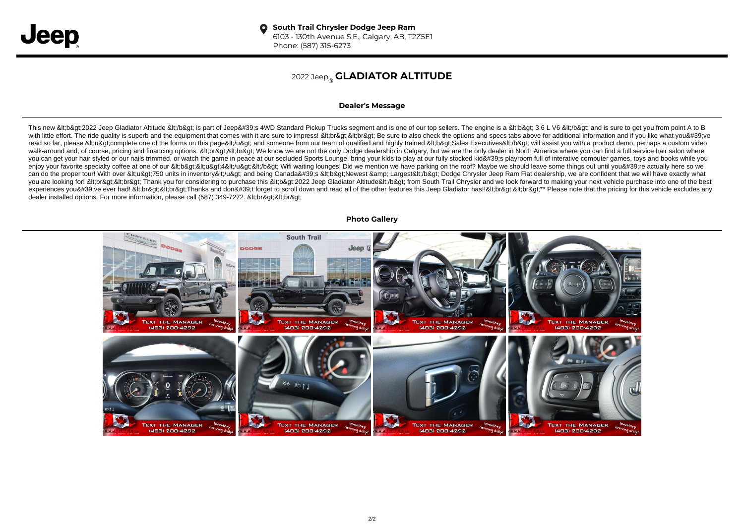**South Trail Chrysler Dodge Jeep Ram**
6103 - 130th Avenue S.E., Calgary, AB, T2Z5E1
Phone: (587) 315-6273

# 2022 Jeep® GLADIATOR ALTITUDE

## Dealer's Message

This new &lt;b&gt;2022 Jeep Gladiator Altitude &lt;/b&gt; is part of Jeep&#39;s 4WD Standard Pickup Trucks segment and is one of our top sellers. The engine is a &lt;b&gt; 3.6 L V6 &lt;/b&gt; and is sure to get you from point A to B with little effort. The ride quality is superb and the equipment that comes with it are sure to impress! &lt;br&gt;&lt;br&gt; Be sure to also check the options and specs tabs above for additional information and if you like what you&#39;ve read so far, please &lt;u&gt;complete one of the forms on this page&lt;/u&gt; and someone from our team of qualified and highly trained &lt;b&gt;Sales Executives&lt;/b&gt; will assist you with a product demo, perhaps a custom video walk-around and, of course, pricing and financing options. &lt;br&gt;&lt;br&gt; We know we are not the only Dodge dealership in Calgary, but we are the only dealer in North America where you can find a full service hair salon where you can get your hair styled or our nails trimmed, or watch the game in peace at our secluded Sports Lounge, bring your kids to play at our fully stocked kid&#39;s playroom full of interative computer games, toys and books while you enjoy your favorite specialty coffee at one of our &lt;b&gt;&lt;u&gt;4&lt;/u&gt;&lt;/b&gt; Wifi waiting lounges! Did we mention we have parking on the roof? Maybe we should leave some things out until you&#39;re actually here so we can do the proper tour! With over &lt;u&gt;750 units in inventory&lt;/u&gt; and being Canada&#39;s &lt;b&gt;Newest &amp; Largest&lt;/b&gt; Dodge Chrysler Jeep Ram Fiat dealership, we are confident that we will have exactly what you are looking for! &lt;br&gt;&lt;br&gt; Thank you for considering to purchase this &lt;b&gt;2022 Jeep Gladiator Altitude&lt;/b&gt; from South Trail Chrysler and we look forward to making your next vehicle purchase into one of the best experiences you&#39;ve ever had! &lt;br&gt;&lt;br&gt;Thanks and don&#39;t forget to scroll down and read all of the other features this Jeep Gladiator has!!&lt;br&gt;&lt;br&gt;** Please note that the pricing for this vehicle excludes any dealer installed options. For more information, please call (587) 349-7272. &lt;br&gt;&lt;br&gt;

## Photo Gallery